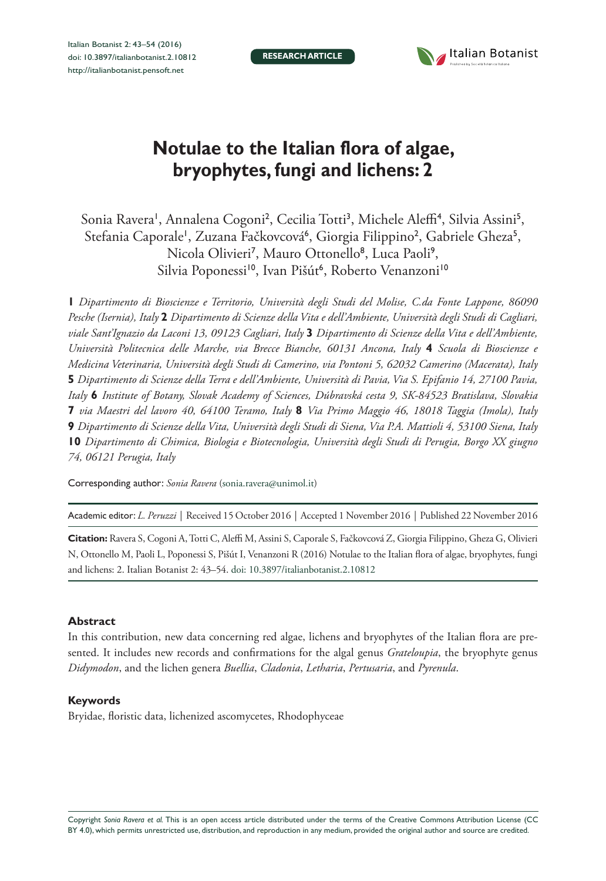RESEARCH ARTICLE

# Notulae to the Italian flora of algae, bryophytes, fungi and lichens: 2

Sonia Ravera[1], Annalena Cogoni[2], Cecilia Totti[3], Michele Aleffi[4], Silvia Assini[5], Stefania Caporale[1], Zuzana Fačkovcová[6], Giorgia Filippino[2], Gabriele Gheza[5], Nicola Olivieri[7], Mauro Ottonello[8], Luca Paoli[9], Silvia Poponessi[10], Ivan Pišút[6], Roberto Venanzoni[10]

**1** *Dipartimento di Bioscienze e Territorio, Università degli Studi del Molise, C.da Fonte Lappone, 86090 Pesche (Isernia), Italy* **2** *Dipartimento di Scienze della Vita e dell'Ambiente, Università degli Studi di Cagliari, viale Sant'Ignazio da Laconi 13, 09123 Cagliari, Italy* **3** *Dipartimento di Scienze della Vita e dell'Ambiente, Università Politecnica delle Marche, via Brecce Bianche, 60131 Ancona, Italy* **4** *Scuola di Bioscienze e Medicina Veterinaria, Università degli Studi di Camerino, via Pontoni 5, 62032 Camerino (Macerata), Italy* **5** *Dipartimento di Scienze della Terra e dell'Ambiente, Università di Pavia, Via S. Epifanio 14, 27100 Pavia, Italy* **6** *Institute of Botany, Slovak Academy of Sciences, Dúbravská cesta 9, SK-84523 Bratislava, Slovakia* **7** *via Maestri del lavoro 40, 64100 Teramo, Italy* **8** *Via Primo Maggio 46, 18018 Taggia (Imola), Italy* **9** *Dipartimento di Scienze della Vita, Università degli Studi di Siena, Via P.A. Mattioli 4, 53100 Siena, Italy* **10** *Dipartimento di Chimica, Biologia e Biotecnologia, Università degli Studi di Perugia, Borgo XX giugno 74, 06121 Perugia, Italy*

Corresponding author: *Sonia Ravera* (sonia.ravera@unimol.it)

Academic editor: *L. Peruzzi* | Received 15 October 2016 | Accepted 1 November 2016 | Published 22 November 2016

**Citation:** Ravera S, Cogoni A, Totti C, Aleffi M, Assini S, Caporale S, Fačkovcová Z, Giorgia Filippino, Gheza G, Olivieri N, Ottonello M, Paoli L, Poponessi S, Pišút I, Venanzoni R (2016) Notulae to the Italian flora of algae, bryophytes, fungi and lichens: 2. Italian Botanist 2: 43–54. doi: 10.3897/italianbotanist.2.10812

### Abstract

In this contribution, new data concerning red algae, lichens and bryophytes of the Italian flora are presented. It includes new records and confirmations for the algal genus *Grateloupia*, the bryophyte genus *Didymodon*, and the lichen genera *Buellia*, *Cladonia*, *Letharia*, *Pertusaria*, and *Pyrenula*.

### Keywords

Bryidae, floristic data, lichenized ascomycetes, Rhodophyceae

Copyright *Sonia Ravera et al.* This is an open access article distributed under the terms of the Creative Commons Attribution License (CC BY 4.0), which permits unrestricted use, distribution, and reproduction in any medium, provided the original author and source are credited.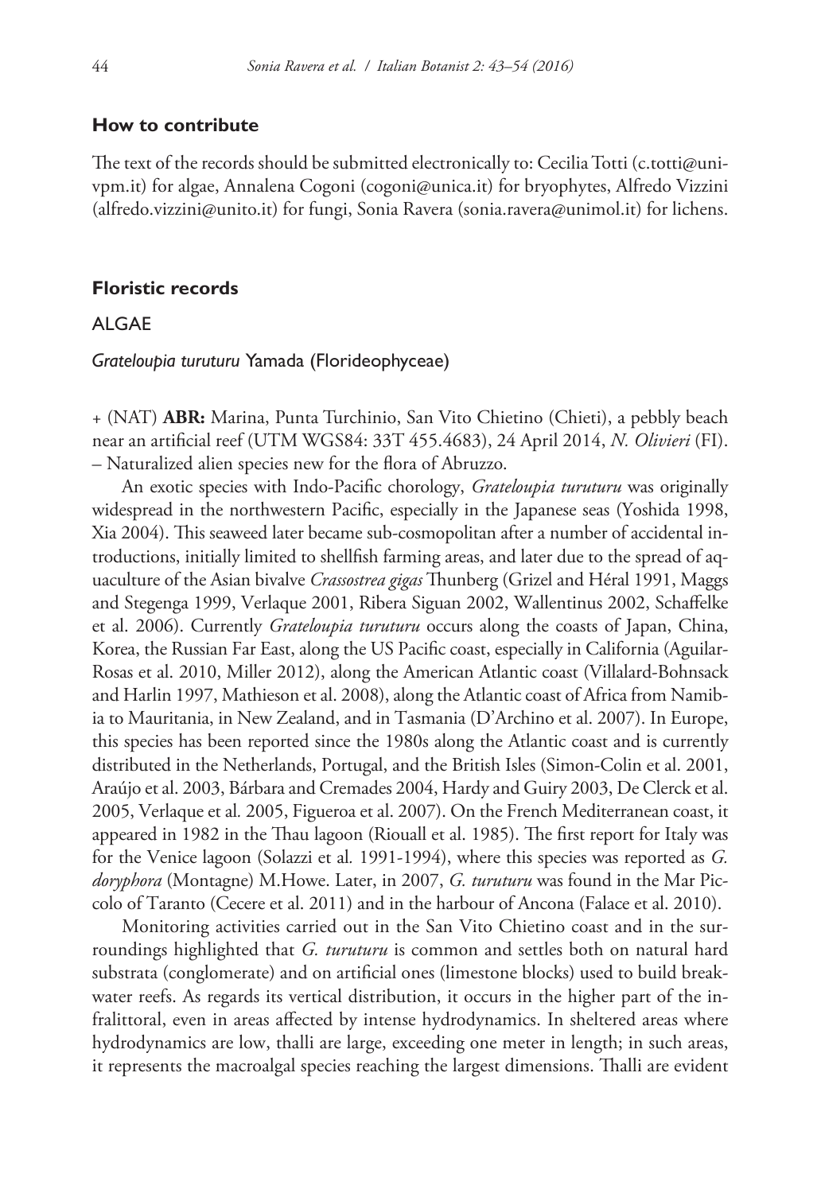## How to contribute

The text of the records should be submitted electronically to: Cecilia Totti (c.totti@univpm.it) for algae, Annalena Cogoni (cogoni@unica.it) for bryophytes, Alfredo Vizzini (alfredo.vizzini@unito.it) for fungi, Sonia Ravera (sonia.ravera@unimol.it) for lichens.

## Floristic records

### ALGAE

#### *Grateloupia turuturu* Yamada (Florideophyceae)

+ (NAT) **ABR:** Marina, Punta Turchinio, San Vito Chietino (Chieti), a pebbly beach near an artificial reef (UTM WGS84: 33T 455.4683), 24 April 2014, *N. Olivieri* (FI). – Naturalized alien species new for the flora of Abruzzo.

An exotic species with Indo-Pacific chorology, *Grateloupia turuturu* was originally widespread in the northwestern Pacific, especially in the Japanese seas (Yoshida 1998, Xia 2004). This seaweed later became sub-cosmopolitan after a number of accidental introductions, initially limited to shellfish farming areas, and later due to the spread of aquaculture of the Asian bivalve *Crassostrea gigas* Thunberg (Grizel and Héral 1991, Maggs and Stegenga 1999, Verlaque 2001, Ribera Siguan 2002, Wallentinus 2002, Schaffelke et al. 2006). Currently *Grateloupia turuturu* occurs along the coasts of Japan, China, Korea, the Russian Far East, along the US Pacific coast, especially in California (Aguilar-Rosas et al. 2010, Miller 2012), along the American Atlantic coast (Villalard-Bohnsack and Harlin 1997, Mathieson et al. 2008), along the Atlantic coast of Africa from Namibia to Mauritania, in New Zealand, and in Tasmania (D'Archino et al. 2007). In Europe, this species has been reported since the 1980s along the Atlantic coast and is currently distributed in the Netherlands, Portugal, and the British Isles (Simon-Colin et al. 2001, Araújo et al. 2003, Bárbara and Cremades 2004, Hardy and Guiry 2003, De Clerck et al. 2005, Verlaque et al*.* 2005, Figueroa et al. 2007). On the French Mediterranean coast, it appeared in 1982 in the Thau lagoon (Riouall et al. 1985). The first report for Italy was for the Venice lagoon (Solazzi et al*.* 1991-1994), where this species was reported as *G. doryphora* (Montagne) M.Howe. Later, in 2007, *G. turuturu* was found in the Mar Piccolo of Taranto (Cecere et al. 2011) and in the harbour of Ancona (Falace et al. 2010).

Monitoring activities carried out in the San Vito Chietino coast and in the surroundings highlighted that *G. turuturu* is common and settles both on natural hard substrata (conglomerate) and on artificial ones (limestone blocks) used to build breakwater reefs. As regards its vertical distribution, it occurs in the higher part of the infralittoral, even in areas affected by intense hydrodynamics. In sheltered areas where hydrodynamics are low, thalli are large, exceeding one meter in length; in such areas, it represents the macroalgal species reaching the largest dimensions. Thalli are evident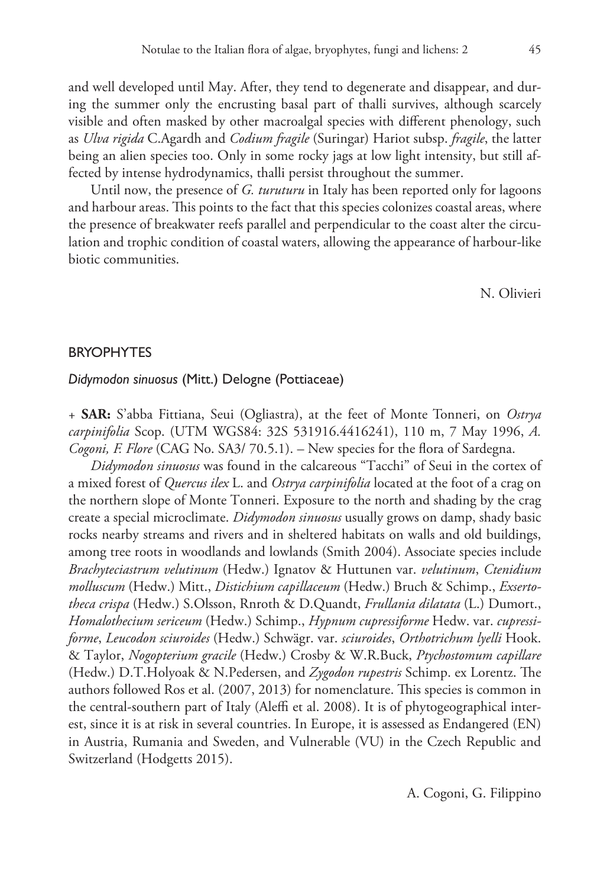and well developed until May. After, they tend to degenerate and disappear, and during the summer only the encrusting basal part of thalli survives, although scarcely visible and often masked by other macroalgal species with different phenology, such as *Ulva rigida* C.Agardh and *Codium fragile* (Suringar) Hariot subsp. *fragile*, the latter being an alien species too. Only in some rocky jags at low light intensity, but still affected by intense hydrodynamics, thalli persist throughout the summer.

Until now, the presence of *G. turuturu* in Italy has been reported only for lagoons and harbour areas. This points to the fact that this species colonizes coastal areas, where the presence of breakwater reefs parallel and perpendicular to the coast alter the circulation and trophic condition of coastal waters, allowing the appearance of harbour-like biotic communities.

N. Olivieri

## BRYOPHYTES

### *Didymodon sinuosus* (Mitt.) Delogne (Pottiaceae)

+ **SAR:** S'abba Fittiana, Seui (Ogliastra), at the feet of Monte Tonneri, on *Ostrya carpinifolia* Scop. (UTM WGS84: 32S 531916.4416241), 110 m, 7 May 1996, *A. Cogoni, F. Flore* (CAG No. SA3/ 70.5.1). – New species for the flora of Sardegna.

*Didymodon sinuosus* was found in the calcareous "Tacchi" of Seui in the cortex of a mixed forest of *Quercus ilex* L. and *Ostrya carpinifolia* located at the foot of a crag on the northern slope of Monte Tonneri. Exposure to the north and shading by the crag create a special microclimate. *Didymodon sinuosus* usually grows on damp, shady basic rocks nearby streams and rivers and in sheltered habitats on walls and old buildings, among tree roots in woodlands and lowlands (Smith 2004). Associate species include *Brachyteciastrum velutinum* (Hedw.) Ignatov & Huttunen var. *velutinum*, *Ctenidium molluscum* (Hedw.) Mitt., *Distichium capillaceum* (Hedw.) Bruch & Schimp., *Exsertotheca crispa* (Hedw.) S.Olsson, Rnroth & D.Quandt, *Frullania dilatata* (L.) Dumort., *Homalothecium sericeum* (Hedw.) Schimp., *Hypnum cupressiforme* Hedw. var. *cupressiforme*, *Leucodon sciuroides* (Hedw.) Schwägr. var. *sciuroides*, *Orthotrichum lyelli* Hook. & Taylor, *Nogopterium gracile* (Hedw.) Crosby & W.R.Buck, *Ptychostomum capillare* (Hedw.) D.T.Holyoak & N.Pedersen, and *Zygodon rupestris* Schimp. ex Lorentz. The authors followed Ros et al. (2007, 2013) for nomenclature. This species is common in the central-southern part of Italy (Aleffi et al. 2008). It is of phytogeographical interest, since it is at risk in several countries. In Europe, it is assessed as Endangered (EN) in Austria, Rumania and Sweden, and Vulnerable (VU) in the Czech Republic and Switzerland (Hodgetts 2015).

A. Cogoni, G. Filippino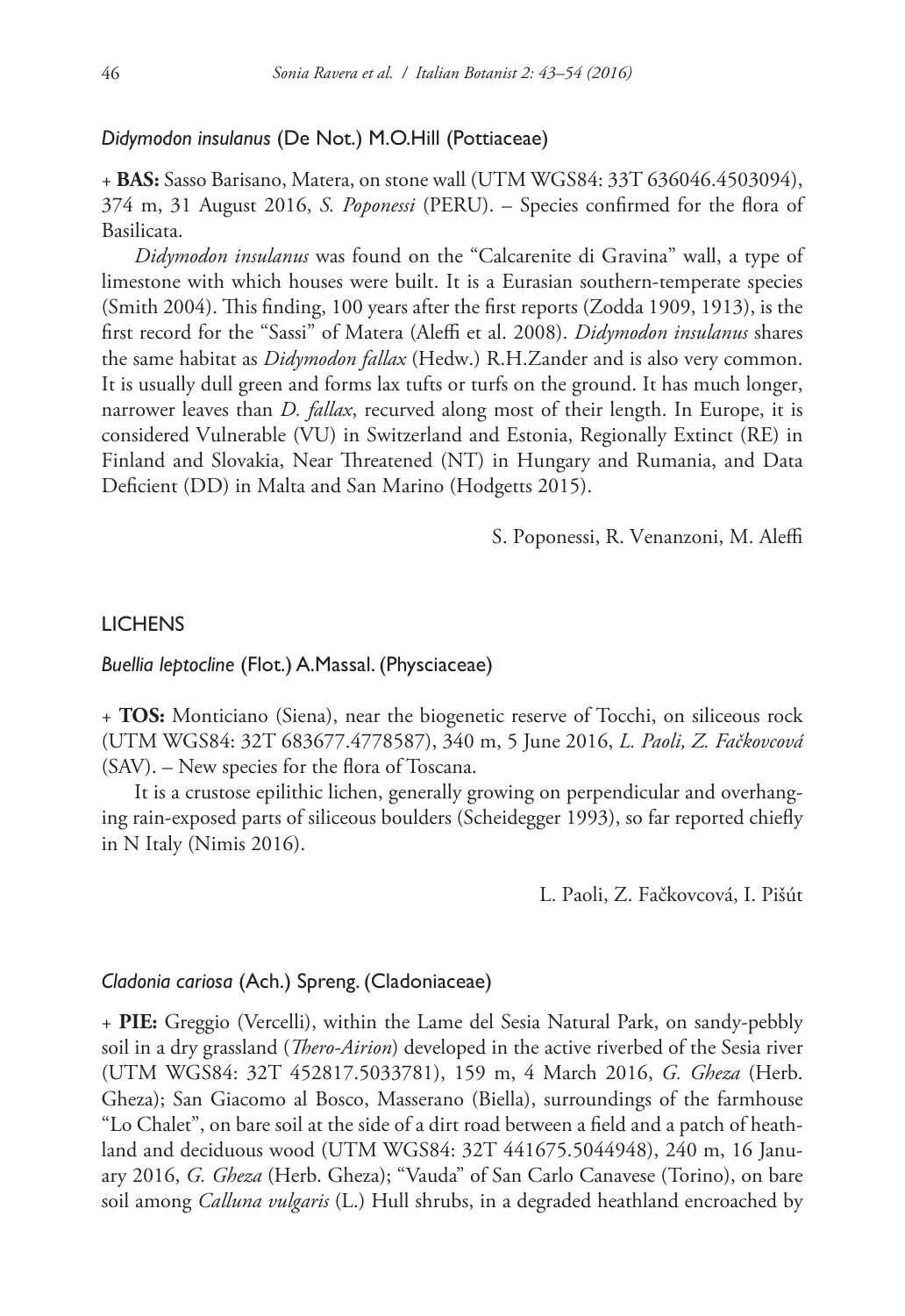*Didymodon insulanus* (De Not.) M.O.Hill (Pottiaceae)

+ **BAS:** Sasso Barisano, Matera, on stone wall (UTM WGS84: 33T 636046.4503094), 374 m, 31 August 2016, *S. Poponessi* (PERU). – Species confirmed for the flora of Basilicata.

*Didymodon insulanus* was found on the "Calcarenite di Gravina" wall, a type of limestone with which houses were built. It is a Eurasian southern-temperate species (Smith 2004). This finding, 100 years after the first reports (Zodda 1909, 1913), is the first record for the "Sassi" of Matera (Aleffi et al. 2008). *Didymodon insulanus* shares the same habitat as *Didymodon fallax* (Hedw.) R.H.Zander and is also very common. It is usually dull green and forms lax tufts or turfs on the ground. It has much longer, narrower leaves than *D. fallax*, recurved along most of their length. In Europe, it is considered Vulnerable (VU) in Switzerland and Estonia, Regionally Extinct (RE) in Finland and Slovakia, Near Threatened (NT) in Hungary and Rumania, and Data Deficient (DD) in Malta and San Marino (Hodgetts 2015).

S. Poponessi, R. Venanzoni, M. Aleffi

## LICHENS

*Buellia leptocline* (Flot.) A.Massal. (Physciaceae)

+ **TOS:** Monticiano (Siena), near the biogenetic reserve of Tocchi, on siliceous rock (UTM WGS84: 32T 683677.4778587), 340 m, 5 June 2016, *L. Paoli, Z. Fačkovcová* (SAV). – New species for the flora of Toscana.

It is a crustose epilithic lichen, generally growing on perpendicular and overhanging rain-exposed parts of siliceous boulders (Scheidegger 1993), so far reported chiefly in N Italy (Nimis 2016).

L. Paoli, Z. Fačkovcová, I. Pišút

*Cladonia cariosa* (Ach.) Spreng. (Cladoniaceae)

+ **PIE:** Greggio (Vercelli), within the Lame del Sesia Natural Park, on sandy-pebbly soil in a dry grassland (*Thero-Airion*) developed in the active riverbed of the Sesia river (UTM WGS84: 32T 452817.5033781), 159 m, 4 March 2016, *G. Gheza* (Herb. Gheza); San Giacomo al Bosco, Masserano (Biella), surroundings of the farmhouse "Lo Chalet", on bare soil at the side of a dirt road between a field and a patch of heathland and deciduous wood (UTM WGS84: 32T 441675.5044948), 240 m, 16 January 2016, *G. Gheza* (Herb. Gheza); "Vauda" of San Carlo Canavese (Torino), on bare soil among *Calluna vulgaris* (L.) Hull shrubs, in a degraded heathland encroached by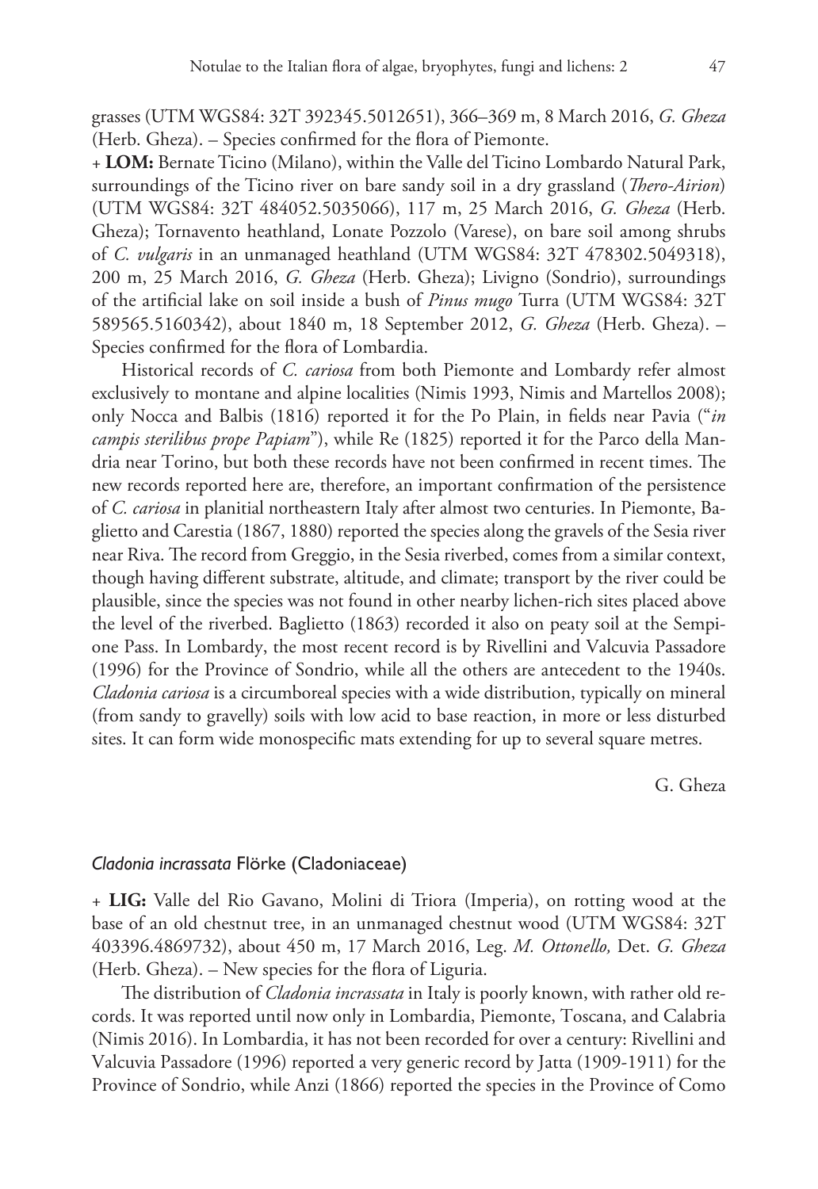grasses (UTM WGS84: 32T 392345.5012651), 366–369 m, 8 March 2016, *G. Gheza* (Herb. Gheza). – Species confirmed for the flora of Piemonte.

+ **LOM:** Bernate Ticino (Milano), within the Valle del Ticino Lombardo Natural Park, surroundings of the Ticino river on bare sandy soil in a dry grassland (*Thero-Airion*) (UTM WGS84: 32T 484052.5035066), 117 m, 25 March 2016, *G. Gheza* (Herb. Gheza); Tornavento heathland, Lonate Pozzolo (Varese), on bare soil among shrubs of *C. vulgaris* in an unmanaged heathland (UTM WGS84: 32T 478302.5049318), 200 m, 25 March 2016, *G. Gheza* (Herb. Gheza); Livigno (Sondrio), surroundings of the artificial lake on soil inside a bush of *Pinus mugo* Turra (UTM WGS84: 32T 589565.5160342), about 1840 m, 18 September 2012, *G. Gheza* (Herb. Gheza). – Species confirmed for the flora of Lombardia.

Historical records of *C. cariosa* from both Piemonte and Lombardy refer almost exclusively to montane and alpine localities (Nimis 1993, Nimis and Martellos 2008); only Nocca and Balbis (1816) reported it for the Po Plain, in fields near Pavia ("*in campis sterilibus prope Papiam*"), while Re (1825) reported it for the Parco della Mandria near Torino, but both these records have not been confirmed in recent times. The new records reported here are, therefore, an important confirmation of the persistence of *C. cariosa* in planitial northeastern Italy after almost two centuries. In Piemonte, Baglietto and Carestia (1867, 1880) reported the species along the gravels of the Sesia river near Riva. The record from Greggio, in the Sesia riverbed, comes from a similar context, though having different substrate, altitude, and climate; transport by the river could be plausible, since the species was not found in other nearby lichen-rich sites placed above the level of the riverbed. Baglietto (1863) recorded it also on peaty soil at the Sempione Pass. In Lombardy, the most recent record is by Rivellini and Valcuvia Passadore (1996) for the Province of Sondrio, while all the others are antecedent to the 1940s. *Cladonia cariosa* is a circumboreal species with a wide distribution, typically on mineral (from sandy to gravelly) soils with low acid to base reaction, in more or less disturbed sites. It can form wide monospecific mats extending for up to several square metres.

G. Gheza

### *Cladonia incrassata* Flörke (Cladoniaceae)

+ **LIG:** Valle del Rio Gavano, Molini di Triora (Imperia), on rotting wood at the base of an old chestnut tree, in an unmanaged chestnut wood (UTM WGS84: 32T 403396.4869732), about 450 m, 17 March 2016, Leg. *M. Ottonello,* Det. *G. Gheza* (Herb. Gheza). – New species for the flora of Liguria.

The distribution of *Cladonia incrassata* in Italy is poorly known, with rather old records. It was reported until now only in Lombardia, Piemonte, Toscana, and Calabria (Nimis 2016). In Lombardia, it has not been recorded for over a century: Rivellini and Valcuvia Passadore (1996) reported a very generic record by Jatta (1909-1911) for the Province of Sondrio, while Anzi (1866) reported the species in the Province of Como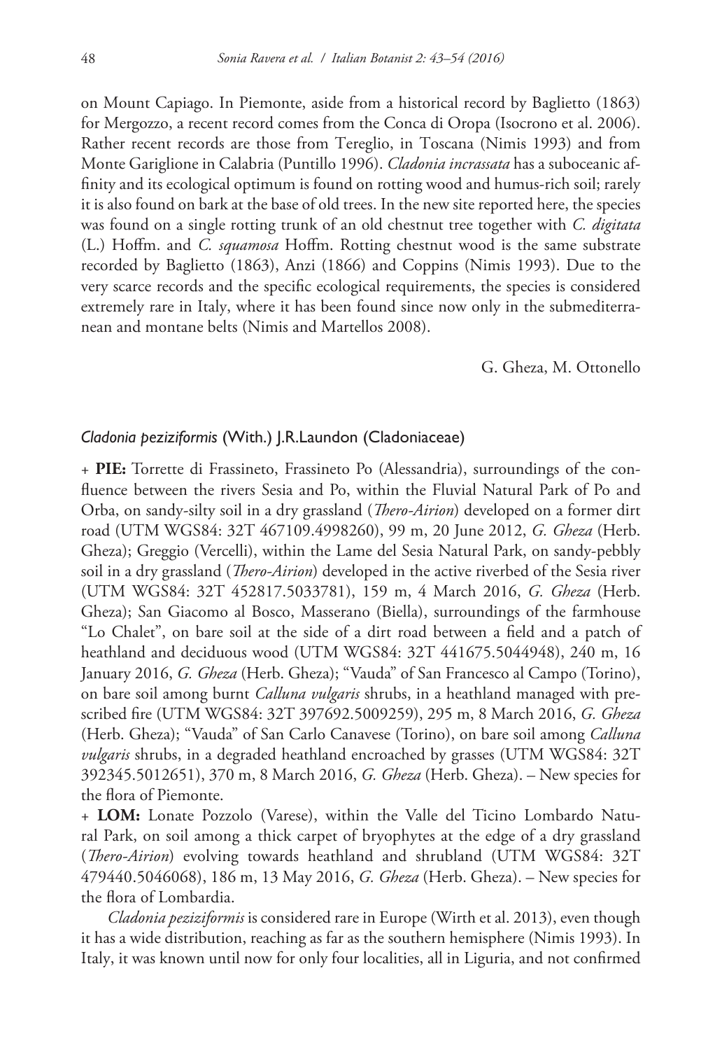on Mount Capiago. In Piemonte, aside from a historical record by Baglietto (1863) for Mergozzo, a recent record comes from the Conca di Oropa (Isocrono et al. 2006). Rather recent records are those from Tereglio, in Toscana (Nimis 1993) and from Monte Gariglione in Calabria (Puntillo 1996). *Cladonia incrassata* has a suboceanic affinity and its ecological optimum is found on rotting wood and humus-rich soil; rarely it is also found on bark at the base of old trees. In the new site reported here, the species was found on a single rotting trunk of an old chestnut tree together with *C. digitata* (L.) Hoffm. and *C. squamosa* Hoffm. Rotting chestnut wood is the same substrate recorded by Baglietto (1863), Anzi (1866) and Coppins (Nimis 1993). Due to the very scarce records and the specific ecological requirements, the species is considered extremely rare in Italy, where it has been found since now only in the submediterranean and montane belts (Nimis and Martellos 2008).

G. Gheza, M. Ottonello

### *Cladonia peziziformis* (With.) J.R.Laundon (Cladoniaceae)

+ **PIE:** Torrette di Frassineto, Frassineto Po (Alessandria), surroundings of the confluence between the rivers Sesia and Po, within the Fluvial Natural Park of Po and Orba, on sandy-silty soil in a dry grassland (*Thero-Airion*) developed on a former dirt road (UTM WGS84: 32T 467109.4998260), 99 m, 20 June 2012, *G. Gheza* (Herb. Gheza); Greggio (Vercelli), within the Lame del Sesia Natural Park, on sandy-pebbly soil in a dry grassland (*Thero-Airion*) developed in the active riverbed of the Sesia river (UTM WGS84: 32T 452817.5033781), 159 m, 4 March 2016, *G. Gheza* (Herb. Gheza); San Giacomo al Bosco, Masserano (Biella), surroundings of the farmhouse "Lo Chalet", on bare soil at the side of a dirt road between a field and a patch of heathland and deciduous wood (UTM WGS84: 32T 441675.5044948), 240 m, 16 January 2016, *G. Gheza* (Herb. Gheza); "Vauda" of San Francesco al Campo (Torino), on bare soil among burnt *Calluna vulgaris* shrubs, in a heathland managed with prescribed fire (UTM WGS84: 32T 397692.5009259), 295 m, 8 March 2016, *G. Gheza* (Herb. Gheza); "Vauda" of San Carlo Canavese (Torino), on bare soil among *Calluna vulgaris* shrubs, in a degraded heathland encroached by grasses (UTM WGS84: 32T 392345.5012651), 370 m, 8 March 2016, *G. Gheza* (Herb. Gheza). – New species for the flora of Piemonte.

+ **LOM:** Lonate Pozzolo (Varese), within the Valle del Ticino Lombardo Natural Park, on soil among a thick carpet of bryophytes at the edge of a dry grassland (*Thero-Airion*) evolving towards heathland and shrubland (UTM WGS84: 32T 479440.5046068), 186 m, 13 May 2016, *G. Gheza* (Herb. Gheza). – New species for the flora of Lombardia.

*Cladonia peziziformis* is considered rare in Europe (Wirth et al. 2013), even though it has a wide distribution, reaching as far as the southern hemisphere (Nimis 1993). In Italy, it was known until now for only four localities, all in Liguria, and not confirmed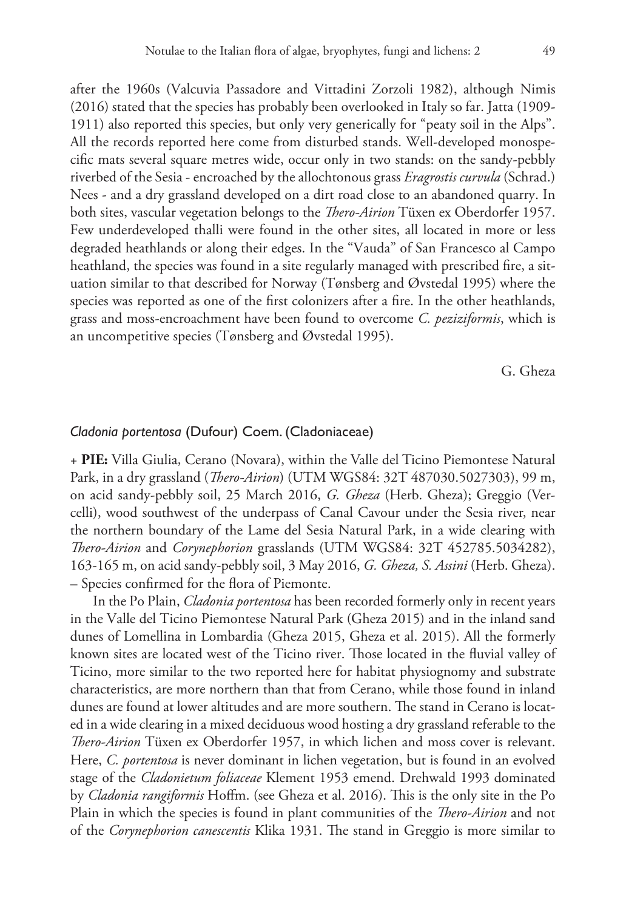after the 1960s (Valcuvia Passadore and Vittadini Zorzoli 1982), although Nimis (2016) stated that the species has probably been overlooked in Italy so far. Jatta (1909-1911) also reported this species, but only very generically for "peaty soil in the Alps". All the records reported here come from disturbed stands. Well-developed monospecific mats several square metres wide, occur only in two stands: on the sandy-pebbly riverbed of the Sesia - encroached by the allochtonous grass *Eragrostis curvula* (Schrad.) Nees - and a dry grassland developed on a dirt road close to an abandoned quarry. In both sites, vascular vegetation belongs to the *Thero-Airion* Tüxen ex Oberdorfer 1957. Few underdeveloped thalli were found in the other sites, all located in more or less degraded heathlands or along their edges. In the "Vauda" of San Francesco al Campo heathland, the species was found in a site regularly managed with prescribed fire, a situation similar to that described for Norway (Tønsberg and Øvstedal 1995) where the species was reported as one of the first colonizers after a fire. In the other heathlands, grass and moss-encroachment have been found to overcome *C. peziziformis*, which is an uncompetitive species (Tønsberg and Øvstedal 1995).

G. Gheza

### *Cladonia portentosa* (Dufour) Coem. (Cladoniaceae)

+ **PIE:** Villa Giulia, Cerano (Novara), within the Valle del Ticino Piemontese Natural Park, in a dry grassland (*Thero-Airion*) (UTM WGS84: 32T 487030.5027303), 99 m, on acid sandy-pebbly soil, 25 March 2016, *G. Gheza* (Herb. Gheza); Greggio (Vercelli), wood southwest of the underpass of Canal Cavour under the Sesia river, near the northern boundary of the Lame del Sesia Natural Park, in a wide clearing with *Thero-Airion* and *Corynephorion* grasslands (UTM WGS84: 32T 452785.5034282), 163-165 m, on acid sandy-pebbly soil, 3 May 2016, *G. Gheza, S. Assini* (Herb. Gheza). – Species confirmed for the flora of Piemonte.

In the Po Plain, *Cladonia portentosa* has been recorded formerly only in recent years in the Valle del Ticino Piemontese Natural Park (Gheza 2015) and in the inland sand dunes of Lomellina in Lombardia (Gheza 2015, Gheza et al. 2015). All the formerly known sites are located west of the Ticino river. Those located in the fluvial valley of Ticino, more similar to the two reported here for habitat physiognomy and substrate characteristics, are more northern than that from Cerano, while those found in inland dunes are found at lower altitudes and are more southern. The stand in Cerano is located in a wide clearing in a mixed deciduous wood hosting a dry grassland referable to the *Thero-Airion* Tüxen ex Oberdorfer 1957, in which lichen and moss cover is relevant. Here, *C. portentosa* is never dominant in lichen vegetation, but is found in an evolved stage of the *Cladonietum foliaceae* Klement 1953 emend. Drehwald 1993 dominated by *Cladonia rangiformis* Hoffm. (see Gheza et al. 2016). This is the only site in the Po Plain in which the species is found in plant communities of the *Thero-Airion* and not of the *Corynephorion canescentis* Klika 1931. The stand in Greggio is more similar to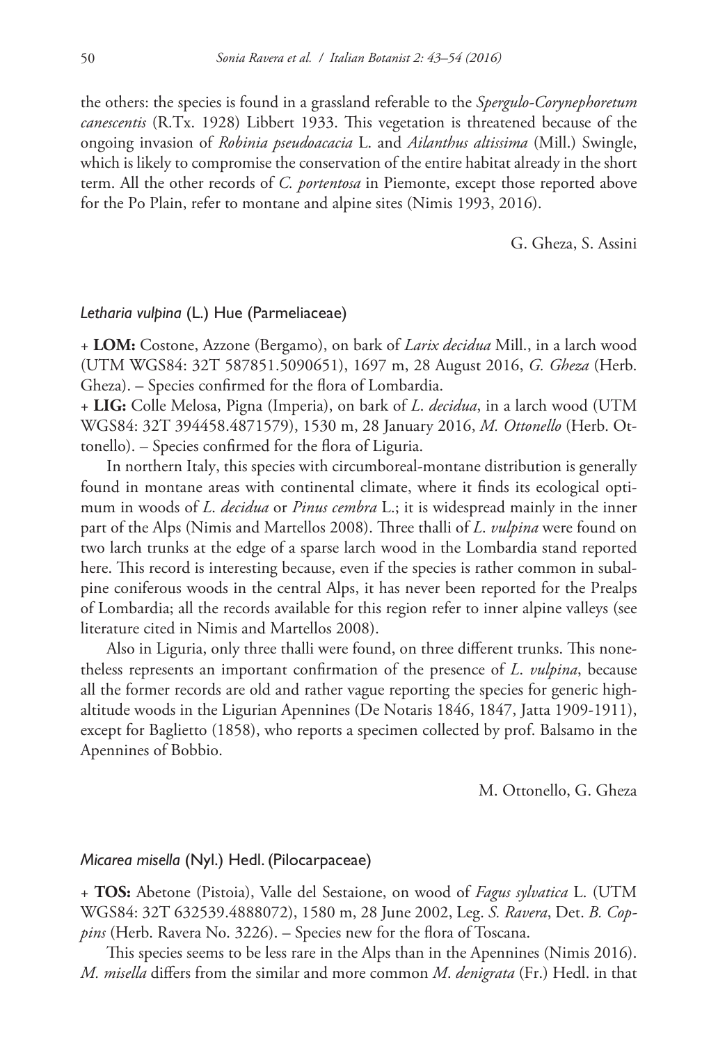the others: the species is found in a grassland referable to the *Spergulo-Corynephoretum canescentis* (R.Tx. 1928) Libbert 1933. This vegetation is threatened because of the ongoing invasion of *Robinia pseudoacacia* L. and *Ailanthus altissima* (Mill.) Swingle, which is likely to compromise the conservation of the entire habitat already in the short term. All the other records of *C. portentosa* in Piemonte, except those reported above for the Po Plain, refer to montane and alpine sites (Nimis 1993, 2016).

G. Gheza, S. Assini

### *Letharia vulpina* (L.) Hue (Parmeliaceae)

+ **LOM:** Costone, Azzone (Bergamo), on bark of *Larix decidua* Mill., in a larch wood (UTM WGS84: 32T 587851.5090651), 1697 m, 28 August 2016, *G. Gheza* (Herb. Gheza). – Species confirmed for the flora of Lombardia.

+ **LIG:** Colle Melosa, Pigna (Imperia), on bark of *L. decidua*, in a larch wood (UTM WGS84: 32T 394458.4871579), 1530 m, 28 January 2016, *M. Ottonello* (Herb. Ottonello). – Species confirmed for the flora of Liguria.

In northern Italy, this species with circumboreal-montane distribution is generally found in montane areas with continental climate, where it finds its ecological optimum in woods of *L. decidua* or *Pinus cembra* L.; it is widespread mainly in the inner part of the Alps (Nimis and Martellos 2008). Three thalli of *L. vulpina* were found on two larch trunks at the edge of a sparse larch wood in the Lombardia stand reported here. This record is interesting because, even if the species is rather common in subalpine coniferous woods in the central Alps, it has never been reported for the Prealps of Lombardia; all the records available for this region refer to inner alpine valleys (see literature cited in Nimis and Martellos 2008).

Also in Liguria, only three thalli were found, on three different trunks. This nonetheless represents an important confirmation of the presence of *L. vulpina*, because all the former records are old and rather vague reporting the species for generic high-altitude woods in the Ligurian Apennines (De Notaris 1846, 1847, Jatta 1909-1911), except for Baglietto (1858), who reports a specimen collected by prof. Balsamo in the Apennines of Bobbio.

M. Ottonello, G. Gheza

### *Micarea misella* (Nyl.) Hedl. (Pilocarpaceae)

+ **TOS:** Abetone (Pistoia), Valle del Sestaione, on wood of *Fagus sylvatica* L. (UTM WGS84: 32T 632539.4888072), 1580 m, 28 June 2002, Leg. *S. Ravera*, Det. *B. Coppins* (Herb. Ravera No. 3226). – Species new for the flora of Toscana.

This species seems to be less rare in the Alps than in the Apennines (Nimis 2016). *M. misella* differs from the similar and more common *M. denigrata* (Fr.) Hedl. in that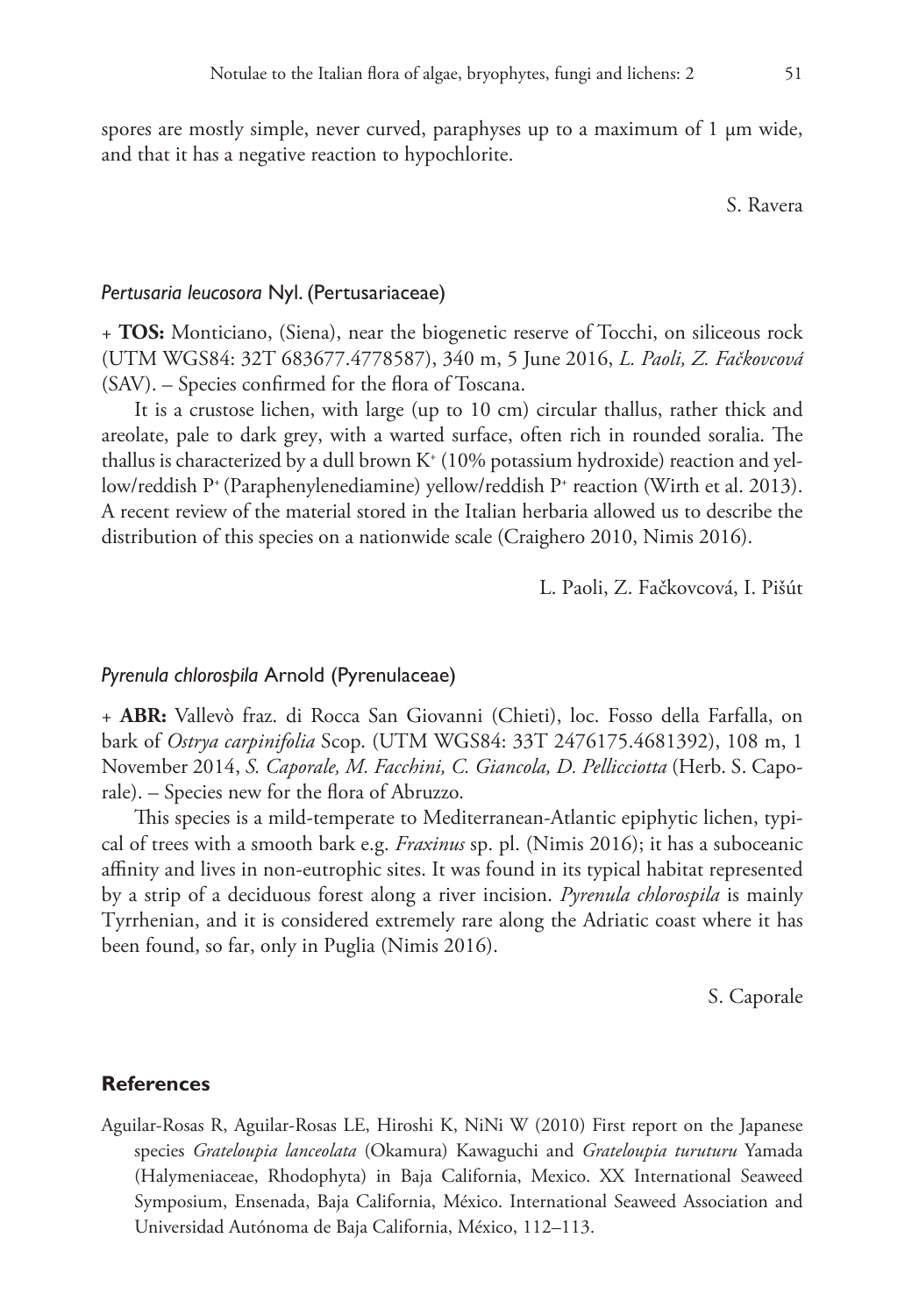spores are mostly simple, never curved, paraphyses up to a maximum of 1 μm wide, and that it has a negative reaction to hypochlorite.

S. Ravera

### *Pertusaria leucosora* Nyl. (Pertusariaceae)

+ **TOS:** Monticiano, (Siena), near the biogenetic reserve of Tocchi, on siliceous rock (UTM WGS84: 32T 683677.4778587), 340 m, 5 June 2016, *L. Paoli, Z. Fačkovcová* (SAV). – Species confirmed for the flora of Toscana.

It is a crustose lichen, with large (up to 10 cm) circular thallus, rather thick and areolate, pale to dark grey, with a warted surface, often rich in rounded soralia. The thallus is characterized by a dull brown K+ (10% potassium hydroxide) reaction and yellow/reddish P+ (Paraphenylenediamine) yellow/reddish P+ reaction (Wirth et al. 2013). A recent review of the material stored in the Italian herbaria allowed us to describe the distribution of this species on a nationwide scale (Craighero 2010, Nimis 2016).

L. Paoli, Z. Fačkovcová, I. Pišút

### *Pyrenula chlorospila* Arnold (Pyrenulaceae)

+ **ABR:** Vallevò fraz. di Rocca San Giovanni (Chieti), loc. Fosso della Farfalla, on bark of *Ostrya carpinifolia* Scop. (UTM WGS84: 33T 2476175.4681392), 108 m, 1 November 2014, *S. Caporale, M. Facchini, C. Giancola, D. Pellicciotta* (Herb. S. Caporale). – Species new for the flora of Abruzzo.

This species is a mild-temperate to Mediterranean-Atlantic epiphytic lichen, typical of trees with a smooth bark e.g. *Fraxinus* sp. pl. (Nimis 2016); it has a suboceanic affinity and lives in non-eutrophic sites. It was found in its typical habitat represented by a strip of a deciduous forest along a river incision. *Pyrenula chlorospila* is mainly Tyrrhenian, and it is considered extremely rare along the Adriatic coast where it has been found, so far, only in Puglia (Nimis 2016).

S. Caporale

## References

Aguilar-Rosas R, Aguilar-Rosas LE, Hiroshi K, NiNi W (2010) First report on the Japanese species *Grateloupia lanceolata* (Okamura) Kawaguchi and *Grateloupia turuturu* Yamada (Halymeniaceae, Rhodophyta) in Baja California, Mexico. XX International Seaweed Symposium, Ensenada, Baja California, México. International Seaweed Association and Universidad Autónoma de Baja California, México, 112–113.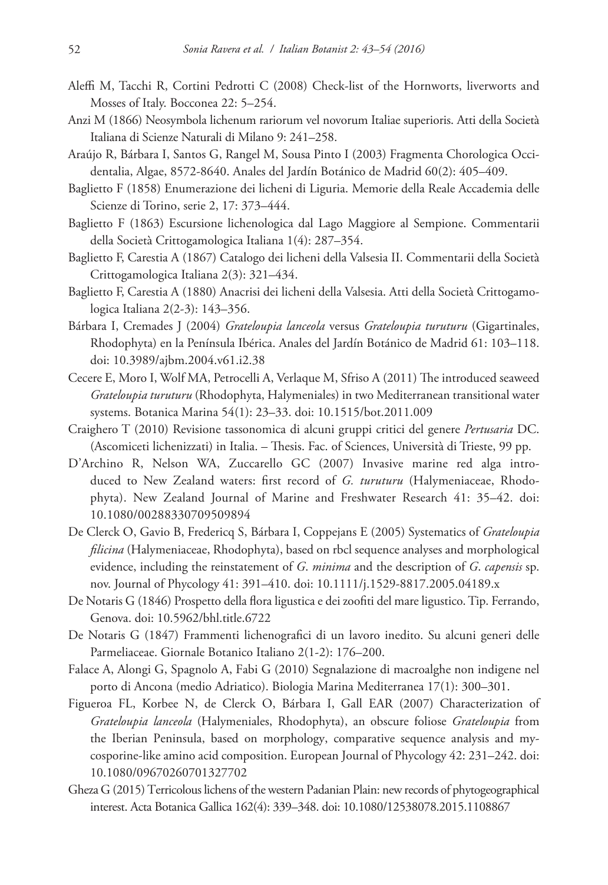Aleffi M, Tacchi R, Cortini Pedrotti C (2008) Check-list of the Hornworts, liverworts and Mosses of Italy. Bocconea 22: 5–254.

Anzi M (1866) Neosymbola lichenum rariorum vel novorum Italiae superioris. Atti della Società Italiana di Scienze Naturali di Milano 9: 241–258.

Araújo R, Bárbara I, Santos G, Rangel M, Sousa Pinto I (2003) Fragmenta Chorologica Occidentalia, Algae, 8572-8640. Anales del Jardín Botánico de Madrid 60(2): 405–409.

Baglietto F (1858) Enumerazione dei licheni di Liguria. Memorie della Reale Accademia delle Scienze di Torino, serie 2, 17: 373–444.

Baglietto F (1863) Escursione lichenologica dal Lago Maggiore al Sempione. Commentarii della Società Crittogamologica Italiana 1(4): 287–354.

Baglietto F, Carestia A (1867) Catalogo dei licheni della Valsesia II. Commentarii della Società Crittogamologica Italiana 2(3): 321–434.

Baglietto F, Carestia A (1880) Anacrisi dei licheni della Valsesia. Atti della Società Crittogamologica Italiana 2(2-3): 143–356.

Bárbara I, Cremades J (2004) *Grateloupia lanceola* versus *Grateloupia turuturu* (Gigartinales, Rhodophyta) en la Península Ibérica. Anales del Jardín Botánico de Madrid 61: 103–118. doi: 10.3989/ajbm.2004.v61.i2.38

Cecere E, Moro I, Wolf MA, Petrocelli A, Verlaque M, Sfriso A (2011) The introduced seaweed *Grateloupia turuturu* (Rhodophyta, Halymeniales) in two Mediterranean transitional water systems. Botanica Marina 54(1): 23–33. doi: 10.1515/bot.2011.009

Craighero T (2010) Revisione tassonomica di alcuni gruppi critici del genere *Pertusaria* DC. (Ascomiceti lichenizzati) in Italia. – Thesis. Fac. of Sciences, Università di Trieste, 99 pp.

D'Archino R, Nelson WA, Zuccarello GC (2007) Invasive marine red alga introduced to New Zealand waters: first record of *G. turuturu* (Halymeniaceae, Rhodophyta). New Zealand Journal of Marine and Freshwater Research 41: 35–42. doi: 10.1080/00288330709509894

De Clerck O, Gavio B, Fredericq S, Bárbara I, Coppejans E (2005) Systematics of *Grateloupia filicina* (Halymeniaceae, Rhodophyta), based on rbcl sequence analyses and morphological evidence, including the reinstatement of *G. minima* and the description of *G. capensis* sp. nov. Journal of Phycology 41: 391–410. doi: 10.1111/j.1529-8817.2005.04189.x

De Notaris G (1846) Prospetto della flora ligustica e dei zoofiti del mare ligustico. Tip. Ferrando, Genova. doi: 10.5962/bhl.title.6722

De Notaris G (1847) Frammenti lichenografici di un lavoro inedito. Su alcuni generi delle Parmeliaceae. Giornale Botanico Italiano 2(1-2): 176–200.

Falace A, Alongi G, Spagnolo A, Fabi G (2010) Segnalazione di macroalghe non indigene nel porto di Ancona (medio Adriatico). Biologia Marina Mediterranea 17(1): 300–301.

Figueroa FL, Korbee N, de Clerck O, Bárbara I, Gall EAR (2007) Characterization of *Grateloupia lanceola* (Halymeniales, Rhodophyta), an obscure foliose *Grateloupia* from the Iberian Peninsula, based on morphology, comparative sequence analysis and mycosporine-like amino acid composition. European Journal of Phycology 42: 231–242. doi: 10.1080/09670260701327702

Gheza G (2015) Terricolous lichens of the western Padanian Plain: new records of phytogeographical interest. Acta Botanica Gallica 162(4): 339–348. doi: 10.1080/12538078.2015.1108867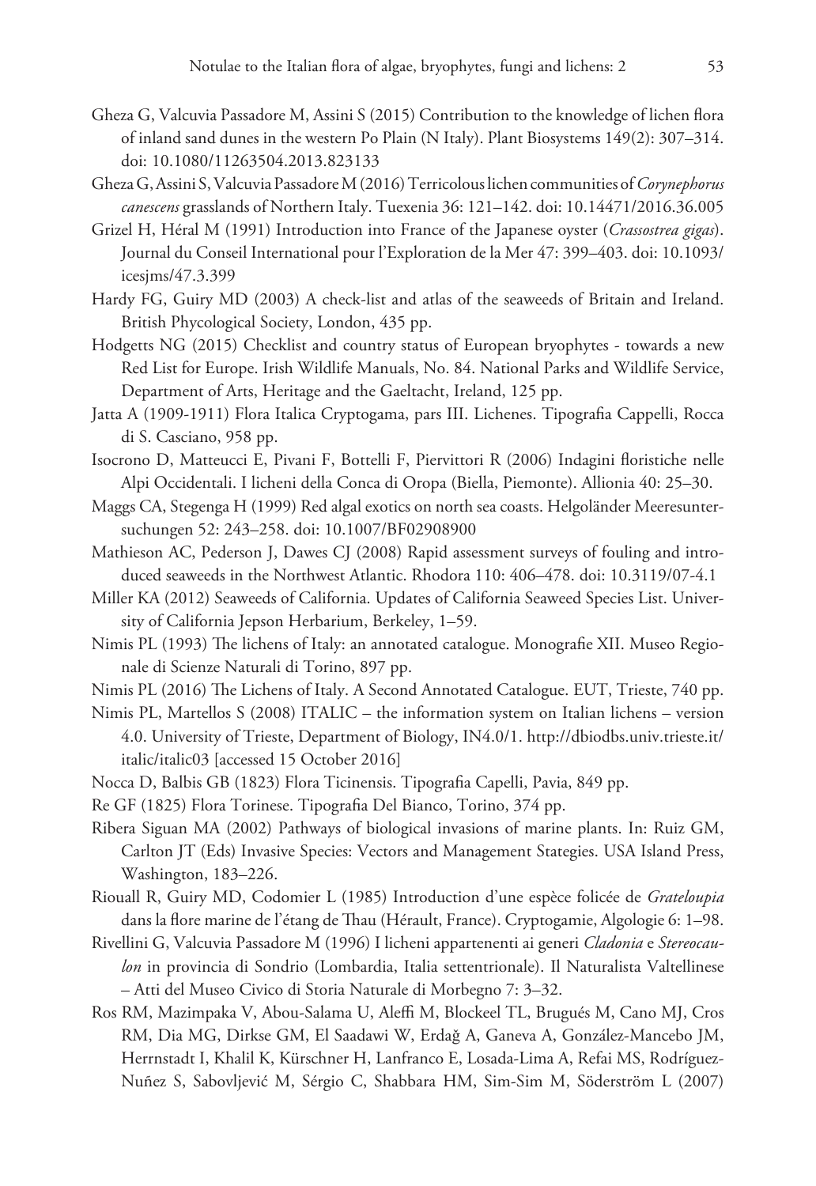Gheza G, Valcuvia Passadore M, Assini S (2015) Contribution to the knowledge of lichen flora of inland sand dunes in the western Po Plain (N Italy). Plant Biosystems 149(2): 307–314. doi: 10.1080/11263504.2013.823133

Gheza G, Assini S, Valcuvia Passadore M (2016) Terricolous lichen communities of *Corynephorus canescens* grasslands of Northern Italy. Tuexenia 36: 121–142. doi: 10.14471/2016.36.005

Grizel H, Héral M (1991) Introduction into France of the Japanese oyster (*Crassostrea gigas*). Journal du Conseil International pour l'Exploration de la Mer 47: 399–403. doi: 10.1093/icesjms/47.3.399

Hardy FG, Guiry MD (2003) A check-list and atlas of the seaweeds of Britain and Ireland. British Phycological Society, London, 435 pp.

Hodgetts NG (2015) Checklist and country status of European bryophytes - towards a new Red List for Europe. Irish Wildlife Manuals, No. 84. National Parks and Wildlife Service, Department of Arts, Heritage and the Gaeltacht, Ireland, 125 pp.

Jatta A (1909-1911) Flora Italica Cryptogama, pars III. Lichenes. Tipografia Cappelli, Rocca di S. Casciano, 958 pp.

Isocrono D, Matteucci E, Pivani F, Bottelli F, Piervittori R (2006) Indagini floristiche nelle Alpi Occidentali. I licheni della Conca di Oropa (Biella, Piemonte). Allionia 40: 25–30.

Maggs CA, Stegenga H (1999) Red algal exotics on north sea coasts. Helgoländer Meeresuntersuchungen 52: 243–258. doi: 10.1007/BF02908900

Mathieson AC, Pederson J, Dawes CJ (2008) Rapid assessment surveys of fouling and introduced seaweeds in the Northwest Atlantic. Rhodora 110: 406–478. doi: 10.3119/07-4.1

Miller KA (2012) Seaweeds of California. Updates of California Seaweed Species List. University of California Jepson Herbarium, Berkeley, 1–59.

Nimis PL (1993) The lichens of Italy: an annotated catalogue. Monografie XII. Museo Regionale di Scienze Naturali di Torino, 897 pp.

Nimis PL (2016) The Lichens of Italy. A Second Annotated Catalogue. EUT, Trieste, 740 pp.

Nimis PL, Martellos S (2008) ITALIC – the information system on Italian lichens – version 4.0. University of Trieste, Department of Biology, IN4.0/1. http://dbiodbs.univ.trieste.it/italic/italic03 [accessed 15 October 2016]

Nocca D, Balbis GB (1823) Flora Ticinensis. Tipografia Capelli, Pavia, 849 pp.

Re GF (1825) Flora Torinese. Tipografia Del Bianco, Torino, 374 pp.

Ribera Siguan MA (2002) Pathways of biological invasions of marine plants. In: Ruiz GM, Carlton JT (Eds) Invasive Species: Vectors and Management Stategies. USA Island Press, Washington, 183–226.

Riouall R, Guiry MD, Codomier L (1985) Introduction d'une espèce folicée de *Grateloupia* dans la flore marine de l'étang de Thau (Hérault, France). Cryptogamie, Algologie 6: 1–98.

Rivellini G, Valcuvia Passadore M (1996) I licheni appartenenti ai generi *Cladonia* e *Stereocaulon* in provincia di Sondrio (Lombardia, Italia settentrionale). Il Naturalista Valtellinese – Atti del Museo Civico di Storia Naturale di Morbegno 7: 3–32.

Ros RM, Mazimpaka V, Abou-Salama U, Aleffi M, Blockeel TL, Brugués M, Cano MJ, Cros RM, Dia MG, Dirkse GM, El Saadawi W, Erdağ A, Ganeva A, González-Mancebo JM, Herrnstadt I, Khalil K, Kürschner H, Lanfranco E, Losada-Lima A, Refai MS, Rodríguez-Nuñez S, Sabovljević M, Sérgio C, Shabbara HM, Sim-Sim M, Söderström L (2007)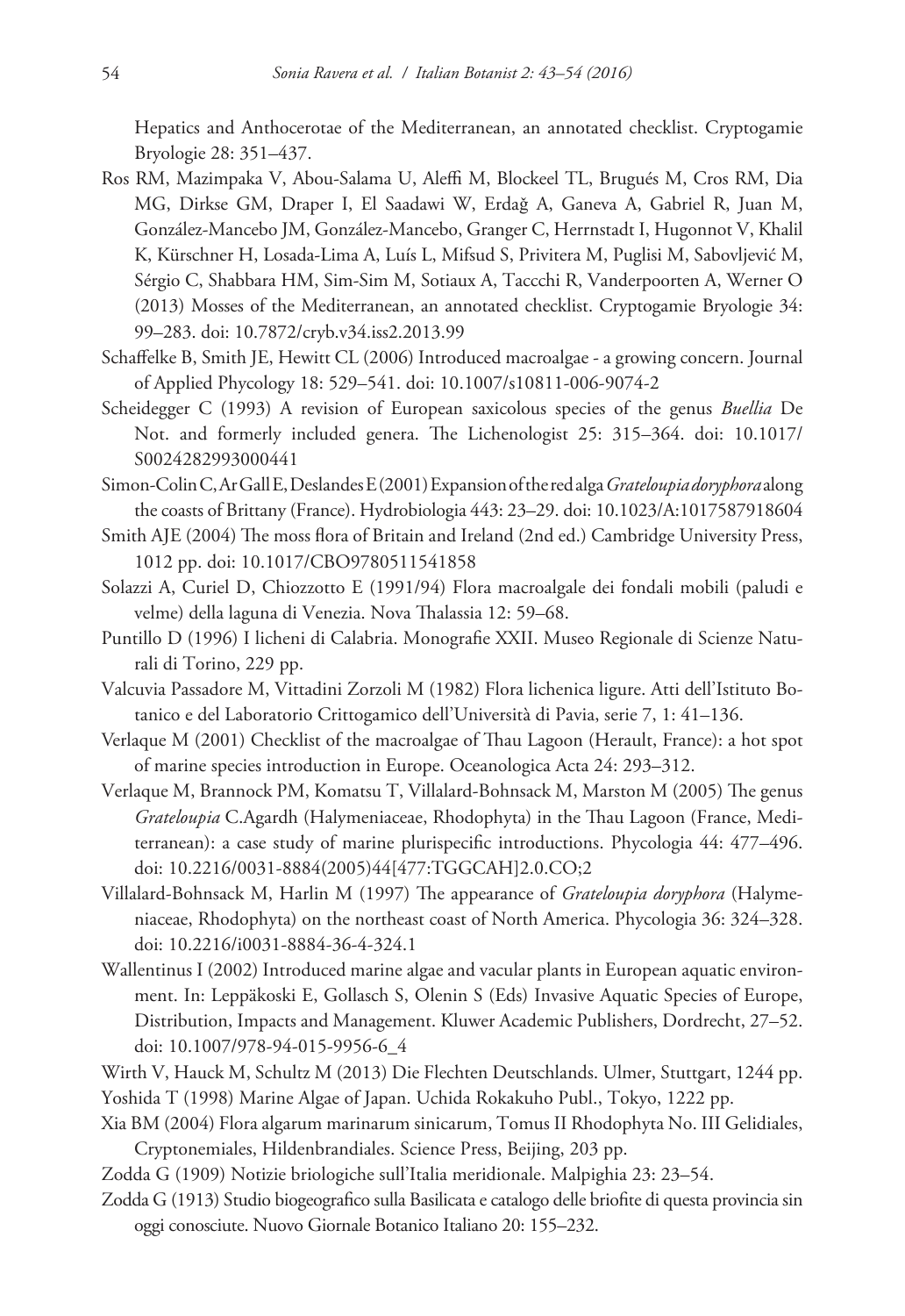Hepatics and Anthocerotae of the Mediterranean, an annotated checklist. Cryptogamie Bryologie 28: 351–437.

Ros RM, Mazimpaka V, Abou-Salama U, Aleffi M, Blockeel TL, Brugués M, Cros RM, Dia MG, Dirkse GM, Draper I, El Saadawi W, Erdağ A, Ganeva A, Gabriel R, Juan M, González-Mancebo JM, González-Mancebo, Granger C, Herrnstadt I, Hugonnot V, Khalil K, Kürschner H, Losada-Lima A, Luís L, Mifsud S, Privitera M, Puglisi M, Sabovljević M, Sérgio C, Shabbara HM, Sim-Sim M, Sotiaux A, Tacchi R, Vanderpoorten A, Werner O (2013) Mosses of the Mediterranean, an annotated checklist. Cryptogamie Bryologie 34: 99–283. doi: 10.7872/cryb.v34.iss2.2013.99

Schaffelke B, Smith JE, Hewitt CL (2006) Introduced macroalgae - a growing concern. Journal of Applied Phycology 18: 529–541. doi: 10.1007/s10811-006-9074-2

Scheidegger C (1993) A revision of European saxicolous species of the genus *Buellia* De Not. and formerly included genera. The Lichenologist 25: 315–364. doi: 10.1017/S0024282993000441

Simon-Colin C, Ar Gall E, Deslandes E (2001) Expansion of the red alga *Grateloupia doryphora* along the coasts of Brittany (France). Hydrobiologia 443: 23–29. doi: 10.1023/A:1017587918604

Smith AJE (2004) The moss flora of Britain and Ireland (2nd ed.) Cambridge University Press, 1012 pp. doi: 10.1017/CBO9780511541858

Solazzi A, Curiel D, Chiozzotto E (1991/94) Flora macroalgale dei fondali mobili (paludi e velme) della laguna di Venezia. Nova Thalassia 12: 59–68.

Puntillo D (1996) I licheni di Calabria. Monografie XXII. Museo Regionale di Scienze Naturali di Torino, 229 pp.

Valcuvia Passadore M, Vittadini Zorzoli M (1982) Flora lichenica ligure. Atti dell'Istituto Botanico e del Laboratorio Crittogamico dell'Università di Pavia, serie 7, 1: 41–136.

Verlaque M (2001) Checklist of the macroalgae of Thau Lagoon (Herault, France): a hot spot of marine species introduction in Europe. Oceanologica Acta 24: 293–312.

Verlaque M, Brannock PM, Komatsu T, Villalard-Bohnsack M, Marston M (2005) The genus *Grateloupia* C.Agardh (Halymeniaceae, Rhodophyta) in the Thau Lagoon (France, Mediterranean): a case study of marine plurispecific introductions. Phycologia 44: 477–496. doi: 10.2216/0031-8884(2005)44[477:TGGCAH]2.0.CO;2

Villalard-Bohnsack M, Harlin M (1997) The appearance of *Grateloupia doryphora* (Halymeniaceae, Rhodophyta) on the northeast coast of North America. Phycologia 36: 324–328. doi: 10.2216/i0031-8884-36-4-324.1

Wallentinus I (2002) Introduced marine algae and vacular plants in European aquatic environment. In: Leppäkoski E, Gollasch S, Olenin S (Eds) Invasive Aquatic Species of Europe, Distribution, Impacts and Management. Kluwer Academic Publishers, Dordrecht, 27–52. doi: 10.1007/978-94-015-9956-6_4

Wirth V, Hauck M, Schultz M (2013) Die Flechten Deutschlands. Ulmer, Stuttgart, 1244 pp.

Yoshida T (1998) Marine Algae of Japan. Uchida Rokakuho Publ., Tokyo, 1222 pp.

Xia BM (2004) Flora algarum marinarum sinicarum, Tomus II Rhodophyta No. III Gelidiales, Cryptonemiales, Hildenbrandiales. Science Press, Beijing, 203 pp.

Zodda G (1909) Notizie briologiche sull'Italia meridionale. Malpighia 23: 23–54.

Zodda G (1913) Studio biogeografico sulla Basilicata e catalogo delle briofite di questa provincia sin oggi conosciute. Nuovo Giornale Botanico Italiano 20: 155–232.